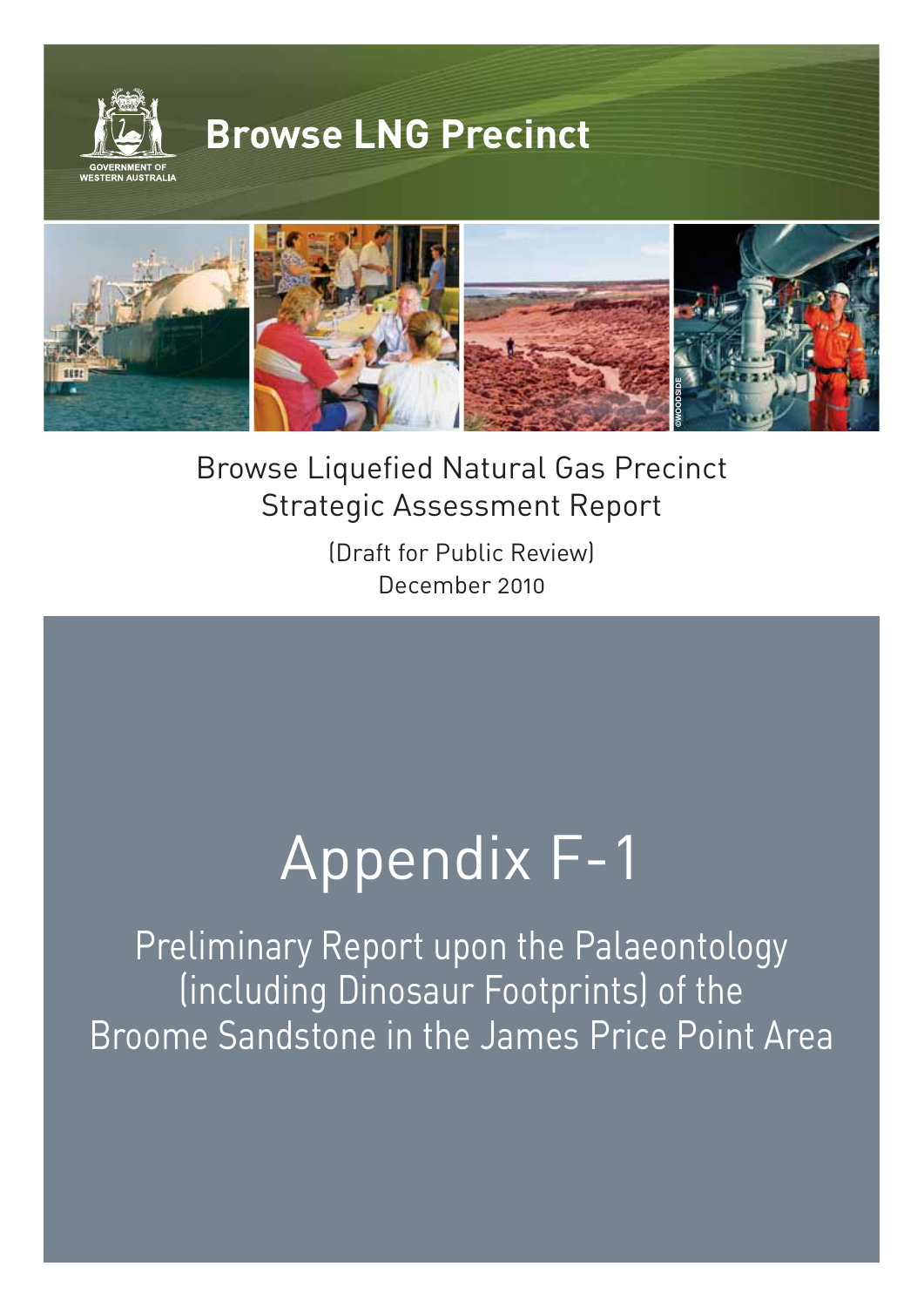GOVERNMENT OF WESTERN AUSTRALIA

# Browse LNG Precinct

©WOODSIDE

Browse Liquefied Natural Gas Precinct Strategic Assessment Report

(Draft for Public Review)
December 2010

# Appendix F-1

## Preliminary Report upon the Palaeontology (including Dinosaur Footprints) of the Broome Sandstone in the James Price Point Area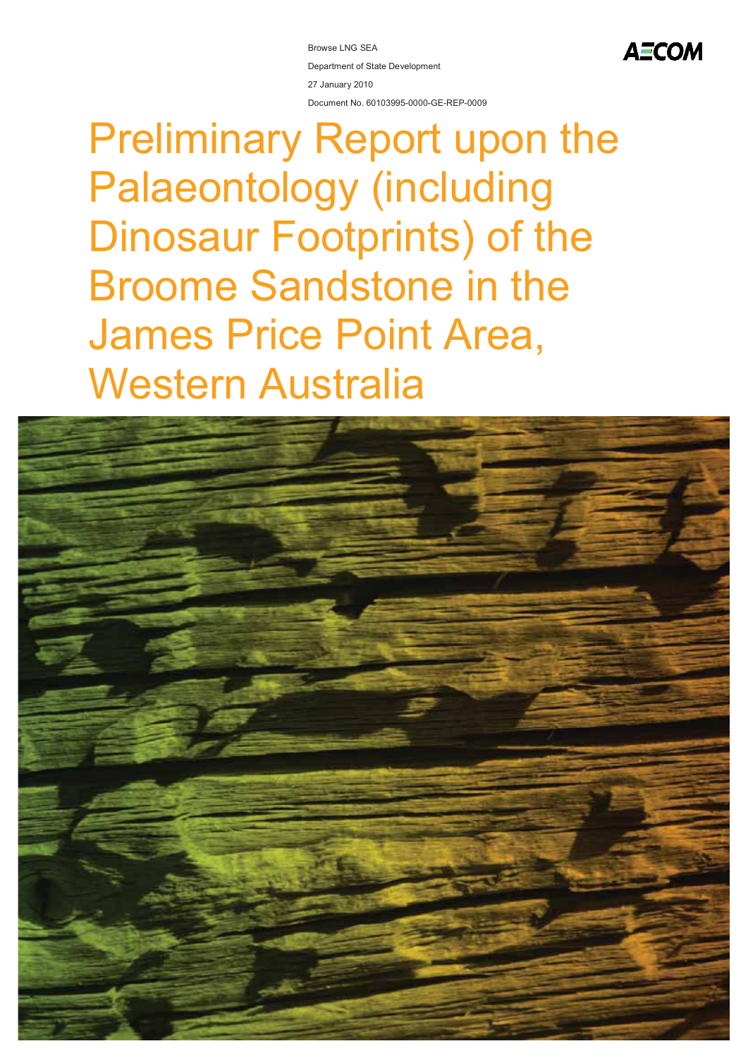Browse LNG SEA

Department of State Development

27 January 2010

Document No. 60103995-0000-GE-REP-0009

AECOM

# Preliminary Report upon the Palaeontology (including Dinosaur Footprints) of the Broome Sandstone in the James Price Point Area, Western Australia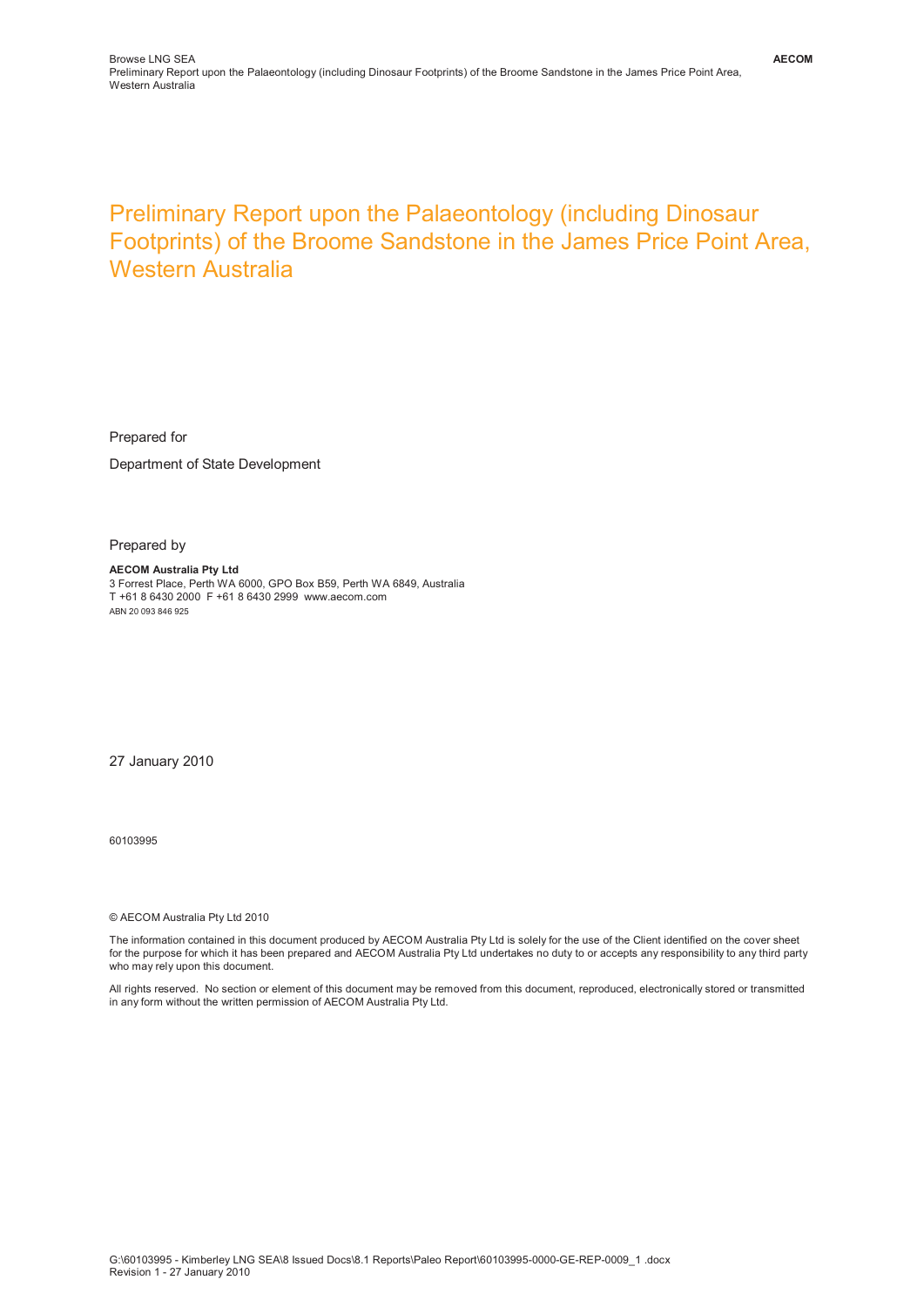# Preliminary Report upon the Palaeontology (including Dinosaur Footprints) of the Broome Sandstone in the James Price Point Area, Western Australia

Prepared for

Department of State Development

Prepared by

**AECOM Australia Pty Ltd**
3 Forrest Place, Perth WA 6000, GPO Box B59, Perth WA 6849, Australia
T +61 8 6430 2000 F +61 8 6430 2999 www.aecom.com
ABN 20 093 846 925

27 January 2010

60103995

© AECOM Australia Pty Ltd 2010

The information contained in this document produced by AECOM Australia Pty Ltd is solely for the use of the Client identified on the cover sheet for the purpose for which it has been prepared and AECOM Australia Pty Ltd undertakes no duty to or accepts any responsibility to any third party who may rely upon this document.

All rights reserved. No section or element of this document may be removed from this document, reproduced, electronically stored or transmitted in any form without the written permission of AECOM Australia Pty Ltd.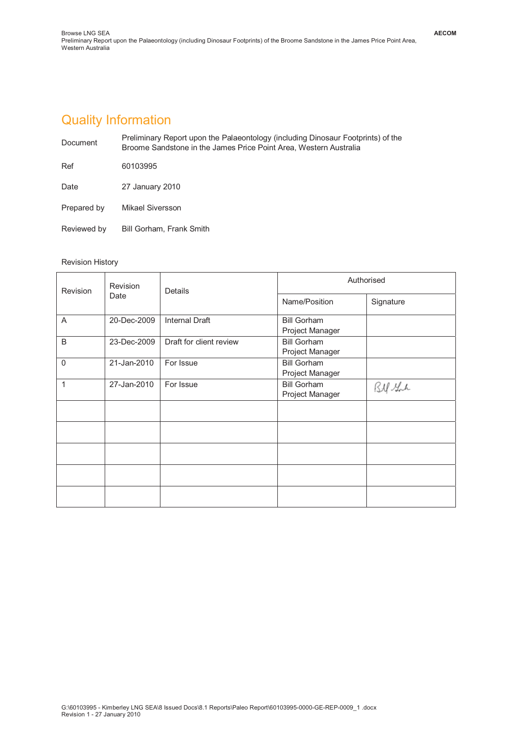# Quality Information

Document Preliminary Report upon the Palaeontology (including Dinosaur Footprints) of the Broome Sandstone in the James Price Point Area, Western Australia

Ref 60103995

Date 27 January 2010

Prepared by Mikael Siversson

Reviewed by Bill Gorham, Frank Smith

Revision History

| Revision | Revision Date | Details | Authorised | |
|---|---|---|---|---|
| | | | Name/Position | Signature |
| A | 20-Dec-2009 | Internal Draft | Bill Gorham<br>Project Manager | |
| B | 23-Dec-2009 | Draft for client review | Bill Gorham<br>Project Manager | |
| 0 | 21-Jan-2010 | For Issue | Bill Gorham<br>Project Manager | |
| 1 | 27-Jan-2010 | For Issue | Bill Gorham<br>Project Manager | Bill Gorham |
| | | | | |
| | | | | |
| | | | | |
| | | | | |
| | | | | |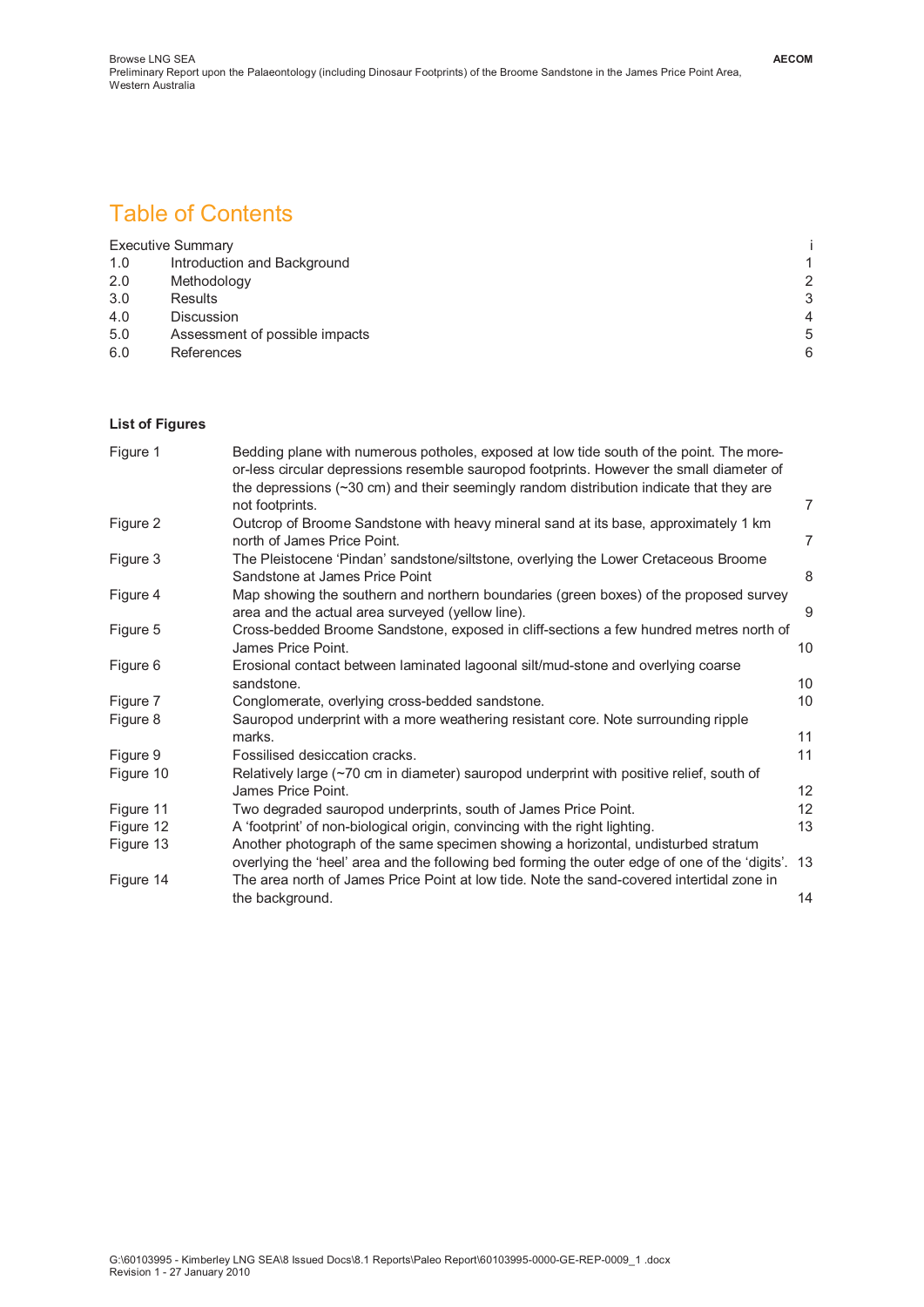# Table of Contents

| | | |
|---|---|---|
| Executive Summary | | i |
| 1.0 | Introduction and Background | 1 |
| 2.0 | Methodology | 2 |
| 3.0 | Results | 3 |
| 4.0 | Discussion | 4 |
| 5.0 | Assessment of possible impacts | 5 |
| 6.0 | References | 6 |

**List of Figures**

| | | |
|---|---|---|
| Figure 1 | Bedding plane with numerous potholes, exposed at low tide south of the point. The more-or-less circular depressions resemble sauropod footprints. However the small diameter of the depressions (~30 cm) and their seemingly random distribution indicate that they are not footprints. | 7 |
| Figure 2 | Outcrop of Broome Sandstone with heavy mineral sand at its base, approximately 1 km north of James Price Point. | 7 |
| Figure 3 | The Pleistocene 'Pindan' sandstone/siltstone, overlying the Lower Cretaceous Broome Sandstone at James Price Point | 8 |
| Figure 4 | Map showing the southern and northern boundaries (green boxes) of the proposed survey area and the actual area surveyed (yellow line). | 9 |
| Figure 5 | Cross-bedded Broome Sandstone, exposed in cliff-sections a few hundred metres north of James Price Point. | 10 |
| Figure 6 | Erosional contact between laminated lagoonal silt/mud-stone and overlying coarse sandstone. | 10 |
| Figure 7 | Conglomerate, overlying cross-bedded sandstone. | 10 |
| Figure 8 | Sauropod underprint with a more weathering resistant core. Note surrounding ripple marks. | 11 |
| Figure 9 | Fossilised desiccation cracks. | 11 |
| Figure 10 | Relatively large (~70 cm in diameter) sauropod underprint with positive relief, south of James Price Point. | 12 |
| Figure 11 | Two degraded sauropod underprints, south of James Price Point. | 12 |
| Figure 12 | A 'footprint' of non-biological origin, convincing with the right lighting. | 13 |
| Figure 13 | Another photograph of the same specimen showing a horizontal, undisturbed stratum overlying the 'heel' area and the following bed forming the outer edge of one of the 'digits'. | 13 |
| Figure 14 | The area north of James Price Point at low tide. Note the sand-covered intertidal zone in the background. | 14 |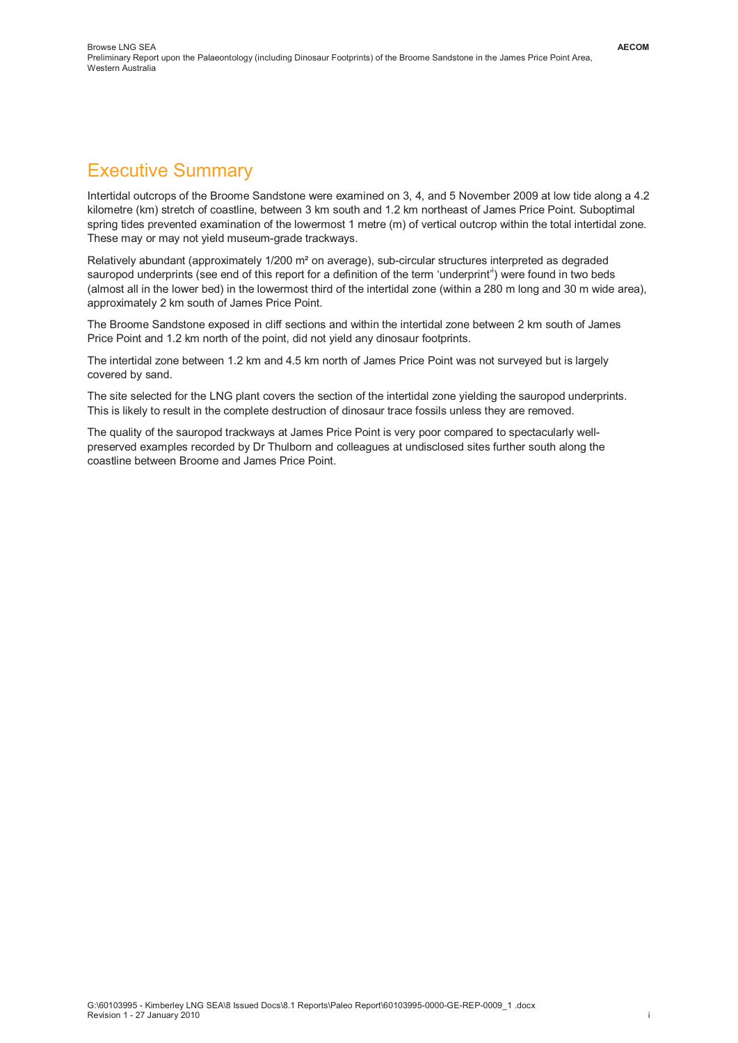# Executive Summary

Intertidal outcrops of the Broome Sandstone were examined on 3, 4, and 5 November 2009 at low tide along a 4.2 kilometre (km) stretch of coastline, between 3 km south and 1.2 km northeast of James Price Point. Suboptimal spring tides prevented examination of the lowermost 1 metre (m) of vertical outcrop within the total intertidal zone. These may or may not yield museum-grade trackways.

Relatively abundant (approximately 1/200 m² on average), sub-circular structures interpreted as degraded sauropod underprints (see end of this report for a definition of the term 'underprint'[i]) were found in two beds (almost all in the lower bed) in the lowermost third of the intertidal zone (within a 280 m long and 30 m wide area), approximately 2 km south of James Price Point.

The Broome Sandstone exposed in cliff sections and within the intertidal zone between 2 km south of James Price Point and 1.2 km north of the point, did not yield any dinosaur footprints.

The intertidal zone between 1.2 km and 4.5 km north of James Price Point was not surveyed but is largely covered by sand.

The site selected for the LNG plant covers the section of the intertidal zone yielding the sauropod underprints. This is likely to result in the complete destruction of dinosaur trace fossils unless they are removed.

The quality of the sauropod trackways at James Price Point is very poor compared to spectacularly well-preserved examples recorded by Dr Thulborn and colleagues at undisclosed sites further south along the coastline between Broome and James Price Point.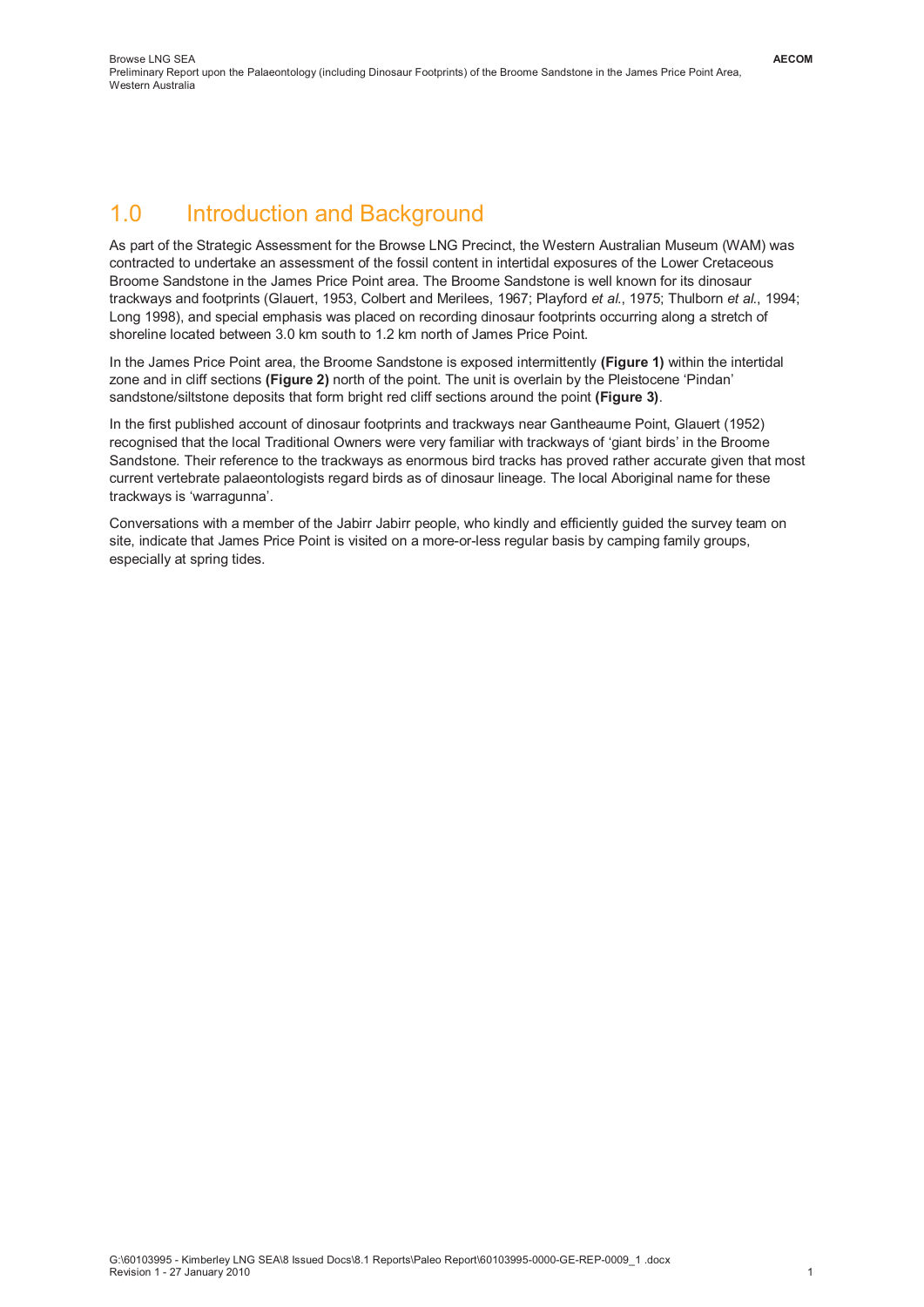# 1.0 Introduction and Background

As part of the Strategic Assessment for the Browse LNG Precinct, the Western Australian Museum (WAM) was contracted to undertake an assessment of the fossil content in intertidal exposures of the Lower Cretaceous Broome Sandstone in the James Price Point area. The Broome Sandstone is well known for its dinosaur trackways and footprints (Glauert, 1953, Colbert and Merilees, 1967; Playford *et al.*, 1975; Thulborn *et al.*, 1994; Long 1998), and special emphasis was placed on recording dinosaur footprints occurring along a stretch of shoreline located between 3.0 km south to 1.2 km north of James Price Point.

In the James Price Point area, the Broome Sandstone is exposed intermittently **(Figure 1)** within the intertidal zone and in cliff sections **(Figure 2)** north of the point. The unit is overlain by the Pleistocene 'Pindan' sandstone/siltstone deposits that form bright red cliff sections around the point **(Figure 3)**.

In the first published account of dinosaur footprints and trackways near Gantheaume Point, Glauert (1952) recognised that the local Traditional Owners were very familiar with trackways of 'giant birds' in the Broome Sandstone. Their reference to the trackways as enormous bird tracks has proved rather accurate given that most current vertebrate palaeontologists regard birds as of dinosaur lineage. The local Aboriginal name for these trackways is 'warragunna'.

Conversations with a member of the Jabirr Jabirr people, who kindly and efficiently guided the survey team on site, indicate that James Price Point is visited on a more-or-less regular basis by camping family groups, especially at spring tides.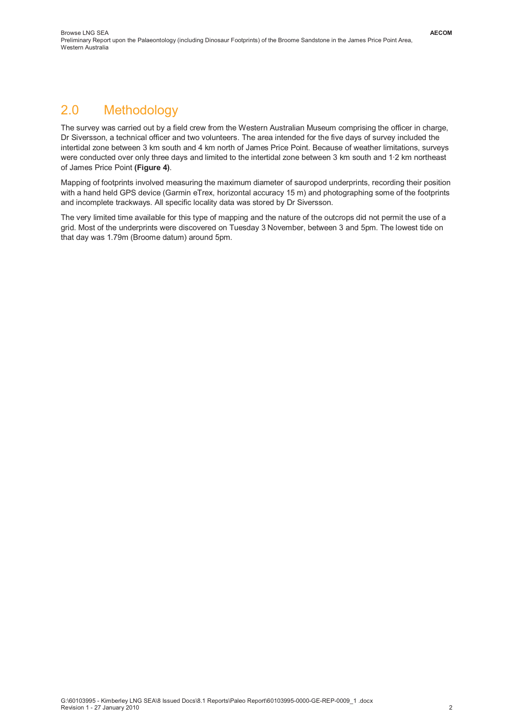## 2.0 Methodology

The survey was carried out by a field crew from the Western Australian Museum comprising the officer in charge, Dr Siversson, a technical officer and two volunteers. The area intended for the five days of survey included the intertidal zone between 3 km south and 4 km north of James Price Point. Because of weather limitations, surveys were conducted over only three days and limited to the intertidal zone between 3 km south and 1·2 km northeast of James Price Point **(Figure 4)**.

Mapping of footprints involved measuring the maximum diameter of sauropod underprints, recording their position with a hand held GPS device (Garmin eTrex, horizontal accuracy 15 m) and photographing some of the footprints and incomplete trackways. All specific locality data was stored by Dr Siversson.

The very limited time available for this type of mapping and the nature of the outcrops did not permit the use of a grid. Most of the underprints were discovered on Tuesday 3 November, between 3 and 5pm. The lowest tide on that day was 1.79m (Broome datum) around 5pm.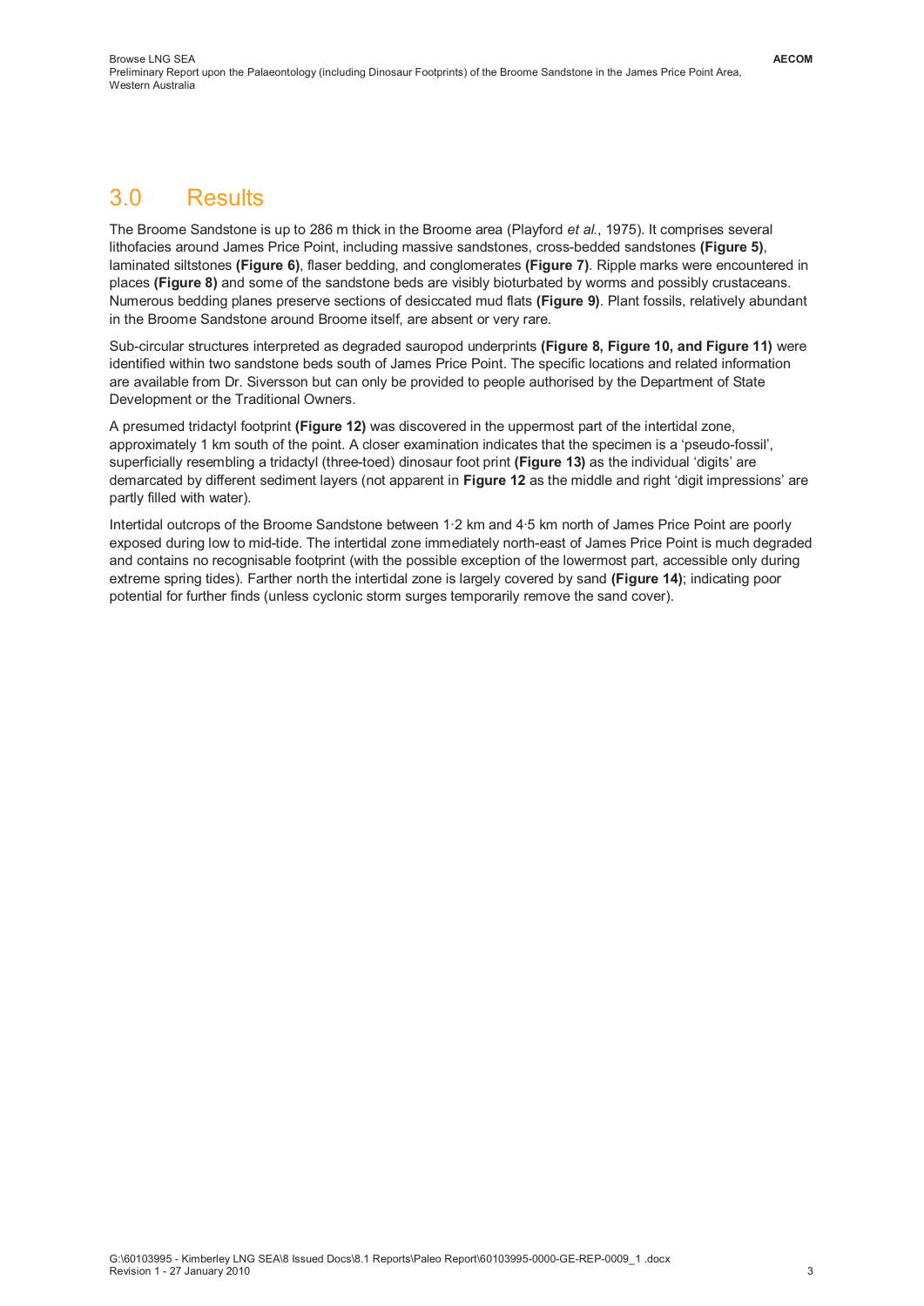# 3.0 Results

The Broome Sandstone is up to 286 m thick in the Broome area (Playford *et al.*, 1975). It comprises several lithofacies around James Price Point, including massive sandstones, cross-bedded sandstones **(Figure 5)**, laminated siltstones **(Figure 6)**, flaser bedding, and conglomerates **(Figure 7)**. Ripple marks were encountered in places **(Figure 8)** and some of the sandstone beds are visibly bioturbated by worms and possibly crustaceans. Numerous bedding planes preserve sections of desiccated mud flats **(Figure 9)**. Plant fossils, relatively abundant in the Broome Sandstone around Broome itself, are absent or very rare.

Sub-circular structures interpreted as degraded sauropod underprints **(Figure 8, Figure 10, and Figure 11)** were identified within two sandstone beds south of James Price Point. The specific locations and related information are available from Dr. Siversson but can only be provided to people authorised by the Department of State Development or the Traditional Owners.

A presumed tridactyl footprint **(Figure 12)** was discovered in the uppermost part of the intertidal zone, approximately 1 km south of the point. A closer examination indicates that the specimen is a 'pseudo-fossil', superficially resembling a tridactyl (three-toed) dinosaur foot print **(Figure 13)** as the individual 'digits' are demarcated by different sediment layers (not apparent in **Figure 12** as the middle and right 'digit impressions' are partly filled with water).

Intertidal outcrops of the Broome Sandstone between 1·2 km and 4·5 km north of James Price Point are poorly exposed during low to mid-tide. The intertidal zone immediately north-east of James Price Point is much degraded and contains no recognisable footprint (with the possible exception of the lowermost part, accessible only during extreme spring tides). Farther north the intertidal zone is largely covered by sand **(Figure 14)**; indicating poor potential for further finds (unless cyclonic storm surges temporarily remove the sand cover).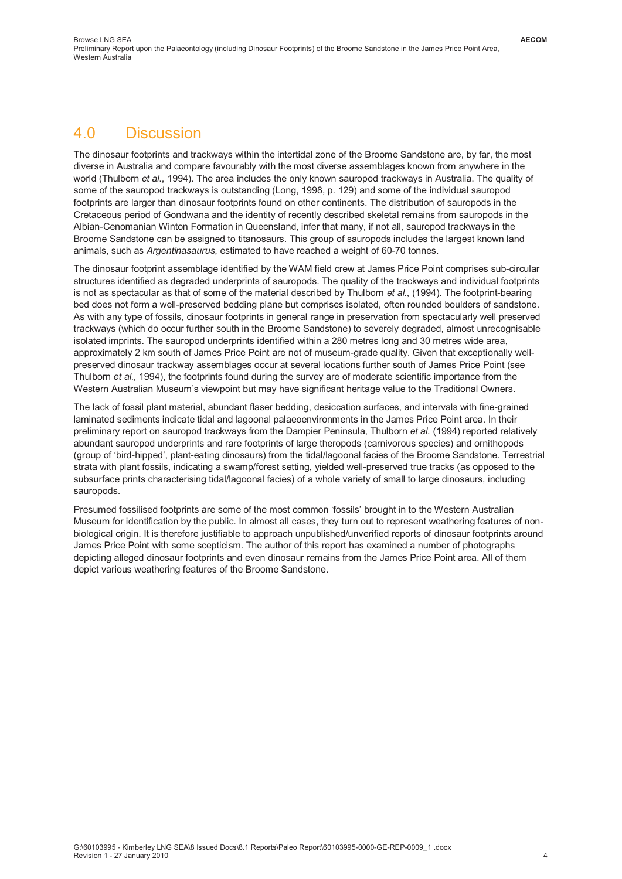# 4.0 Discussion

The dinosaur footprints and trackways within the intertidal zone of the Broome Sandstone are, by far, the most diverse in Australia and compare favourably with the most diverse assemblages known from anywhere in the world (Thulborn *et al.*, 1994). The area includes the only known sauropod trackways in Australia. The quality of some of the sauropod trackways is outstanding (Long, 1998, p. 129) and some of the individual sauropod footprints are larger than dinosaur footprints found on other continents. The distribution of sauropods in the Cretaceous period of Gondwana and the identity of recently described skeletal remains from sauropods in the Albian-Cenomanian Winton Formation in Queensland, infer that many, if not all, sauropod trackways in the Broome Sandstone can be assigned to titanosaurs. This group of sauropods includes the largest known land animals, such as *Argentinasaurus*, estimated to have reached a weight of 60-70 tonnes.

The dinosaur footprint assemblage identified by the WAM field crew at James Price Point comprises sub-circular structures identified as degraded underprints of sauropods. The quality of the trackways and individual footprints is not as spectacular as that of some of the material described by Thulborn *et al.*, (1994). The footprint-bearing bed does not form a well-preserved bedding plane but comprises isolated, often rounded boulders of sandstone. As with any type of fossils, dinosaur footprints in general range in preservation from spectacularly well preserved trackways (which do occur further south in the Broome Sandstone) to severely degraded, almost unrecognisable isolated imprints. The sauropod underprints identified within a 280 metres long and 30 metres wide area, approximately 2 km south of James Price Point are not of museum-grade quality. Given that exceptionally well-preserved dinosaur trackway assemblages occur at several locations further south of James Price Point (see Thulborn *et al.*, 1994), the footprints found during the survey are of moderate scientific importance from the Western Australian Museum's viewpoint but may have significant heritage value to the Traditional Owners.

The lack of fossil plant material, abundant flaser bedding, desiccation surfaces, and intervals with fine-grained laminated sediments indicate tidal and lagoonal palaeoenvironments in the James Price Point area. In their preliminary report on sauropod trackways from the Dampier Peninsula, Thulborn *et al.* (1994) reported relatively abundant sauropod underprints and rare footprints of large theropods (carnivorous species) and ornithopods (group of 'bird-hipped', plant-eating dinosaurs) from the tidal/lagoonal facies of the Broome Sandstone. Terrestrial strata with plant fossils, indicating a swamp/forest setting, yielded well-preserved true tracks (as opposed to the subsurface prints characterising tidal/lagoonal facies) of a whole variety of small to large dinosaurs, including sauropods.

Presumed fossilised footprints are some of the most common 'fossils' brought in to the Western Australian Museum for identification by the public. In almost all cases, they turn out to represent weathering features of non-biological origin. It is therefore justifiable to approach unpublished/unverified reports of dinosaur footprints around James Price Point with some scepticism. The author of this report has examined a number of photographs depicting alleged dinosaur footprints and even dinosaur remains from the James Price Point area. All of them depict various weathering features of the Broome Sandstone.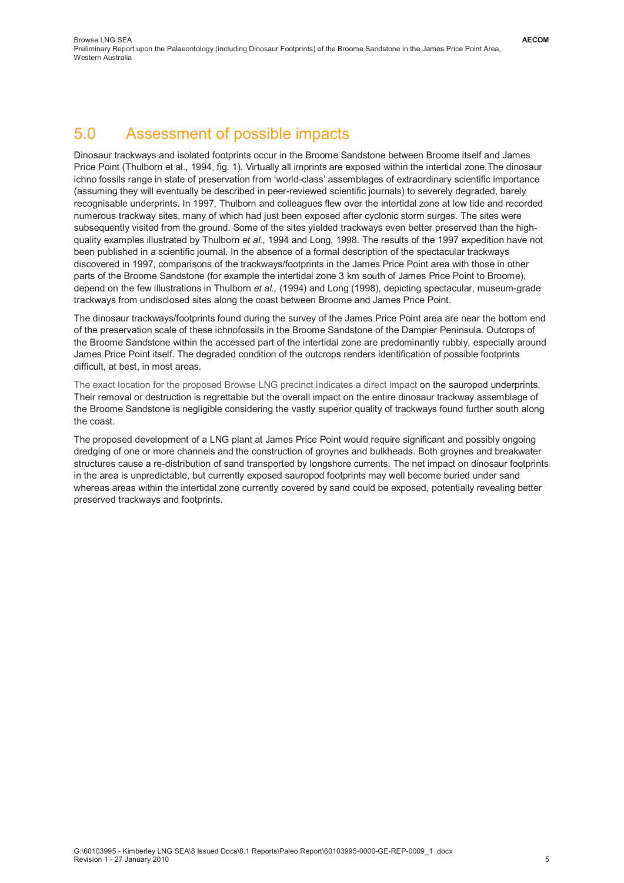# 5.0 Assessment of possible impacts

Dinosaur trackways and isolated footprints occur in the Broome Sandstone between Broome itself and James Price Point (Thulborn et al., 1994, fig. 1). Virtually all imprints are exposed within the intertidal zone.The dinosaur ichno fossils range in state of preservation from 'world-class' assemblages of extraordinary scientific importance (assuming they will eventually be described in peer-reviewed scientific journals) to severely degraded, barely recognisable underprints. In 1997, Thulborn and colleagues flew over the intertidal zone at low tide and recorded numerous trackway sites, many of which had just been exposed after cyclonic storm surges. The sites were subsequently visited from the ground. Some of the sites yielded trackways even better preserved than the high-quality examples illustrated by Thulborn *et al.*, 1994 and Long, 1998. The results of the 1997 expedition have not been published in a scientific journal. In the absence of a formal description of the spectacular trackways discovered in 1997, comparisons of the trackways/footprints in the James Price Point area with those in other parts of the Broome Sandstone (for example the intertidal zone 3 km south of James Price Point to Broome), depend on the few illustrations in Thulborn *et al.,* (1994) and Long (1998), depicting spectacular, museum-grade trackways from undisclosed sites along the coast between Broome and James Price Point.

The dinosaur trackways/footprints found during the survey of the James Price Point area are near the bottom end of the preservation scale of these ichnofossils in the Broome Sandstone of the Dampier Peninsula. Outcrops of the Broome Sandstone within the accessed part of the intertidal zone are predominantly rubbly, especially around James Price Point itself. The degraded condition of the outcrops renders identification of possible footprints difficult, at best, in most areas.

The exact location for the proposed Browse LNG precinct indicates a direct impact on the sauropod underprints. Their removal or destruction is regrettable but the overall impact on the entire dinosaur trackway assemblage of the Broome Sandstone is negligible considering the vastly superior quality of trackways found further south along the coast.

The proposed development of a LNG plant at James Price Point would require significant and possibly ongoing dredging of one or more channels and the construction of groynes and bulkheads. Both groynes and breakwater structures cause a re-distribution of sand transported by longshore currents. The net impact on dinosaur footprints in the area is unpredictable, but currently exposed sauropod footprints may well become buried under sand whereas areas within the intertidal zone currently covered by sand could be exposed, potentially revealing better preserved trackways and footprints.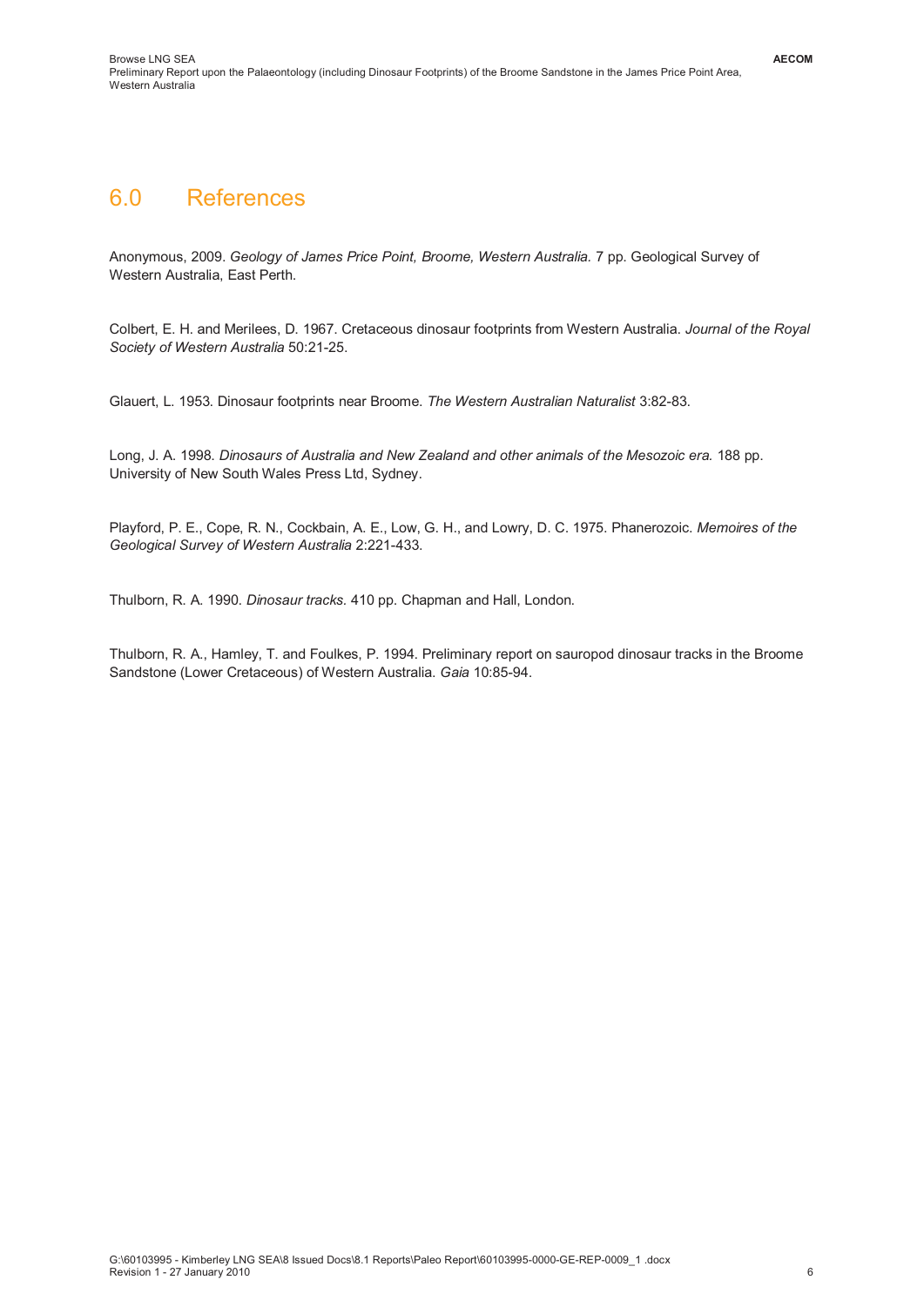# 6.0 References

Anonymous, 2009. *Geology of James Price Point, Broome, Western Australia.* 7 pp. Geological Survey of Western Australia, East Perth.

Colbert, E. H. and Merilees, D. 1967. Cretaceous dinosaur footprints from Western Australia. *Journal of the Royal Society of Western Australia* 50:21-25.

Glauert, L. 1953. Dinosaur footprints near Broome. *The Western Australian Naturalist* 3:82-83.

Long, J. A. 1998. *Dinosaurs of Australia and New Zealand and other animals of the Mesozoic era.* 188 pp. University of New South Wales Press Ltd, Sydney.

Playford, P. E., Cope, R. N., Cockbain, A. E., Low, G. H., and Lowry, D. C. 1975. Phanerozoic. *Memoires of the Geological Survey of Western Australia* 2:221-433.

Thulborn, R. A. 1990. *Dinosaur tracks.* 410 pp. Chapman and Hall, London.

Thulborn, R. A., Hamley, T. and Foulkes, P. 1994. Preliminary report on sauropod dinosaur tracks in the Broome Sandstone (Lower Cretaceous) of Western Australia. *Gaia* 10:85-94.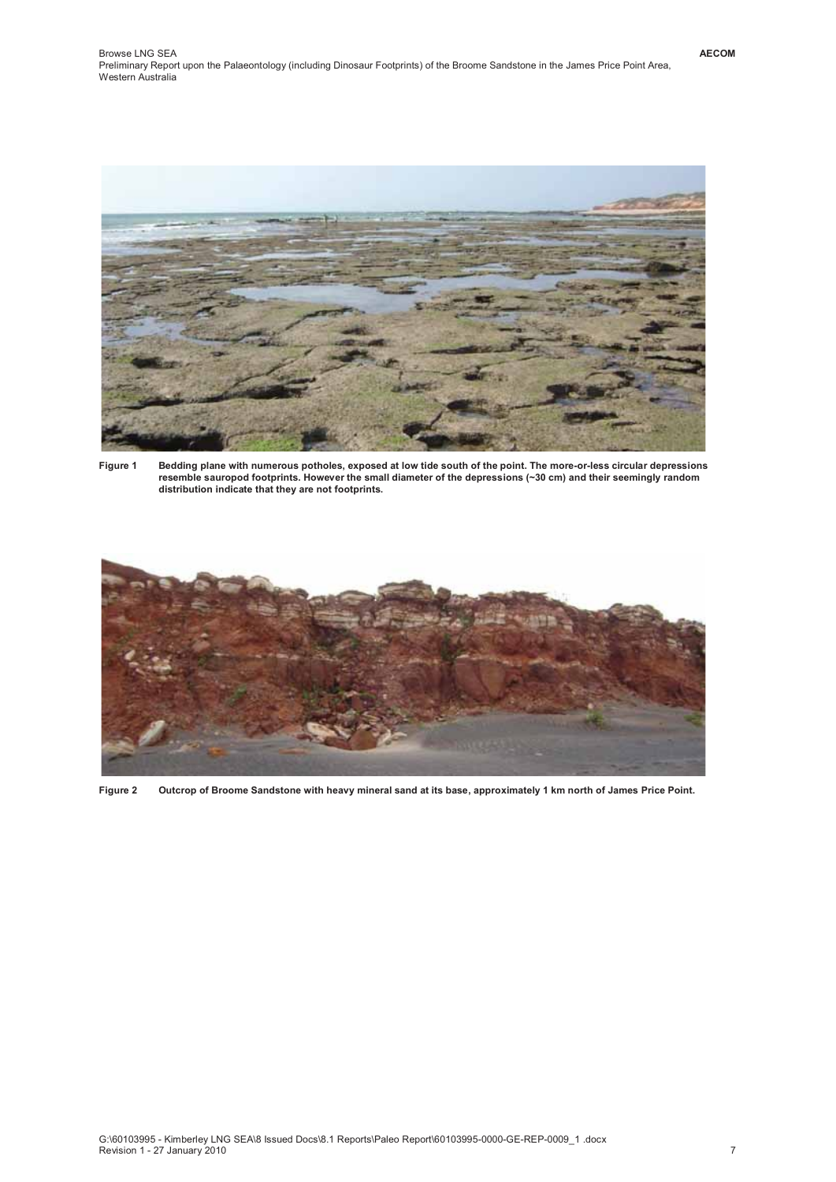Figure 1 Bedding plane with numerous potholes, exposed at low tide south of the point. The more-or-less circular depressions resemble sauropod footprints. However the small diameter of the depressions (~30 cm) and their seemingly random distribution indicate that they are not footprints.

Figure 2 Outcrop of Broome Sandstone with heavy mineral sand at its base, approximately 1 km north of James Price Point.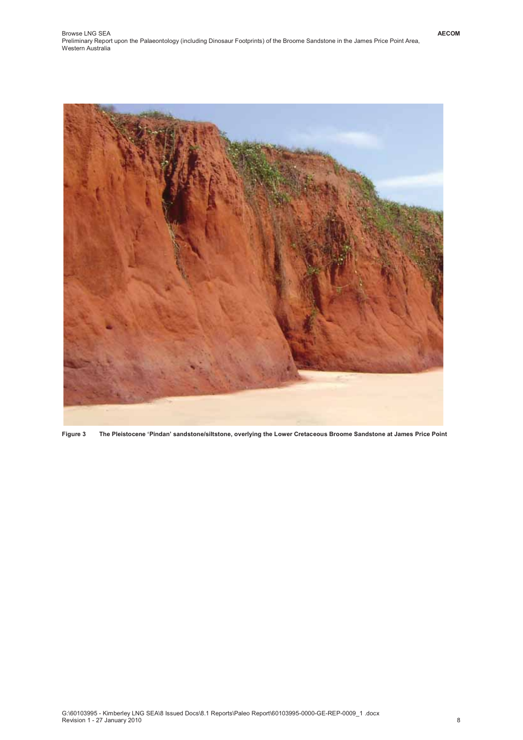**Figure 3 The Pleistocene 'Pindan' sandstone/siltstone, overlying the Lower Cretaceous Broome Sandstone at James Price Point**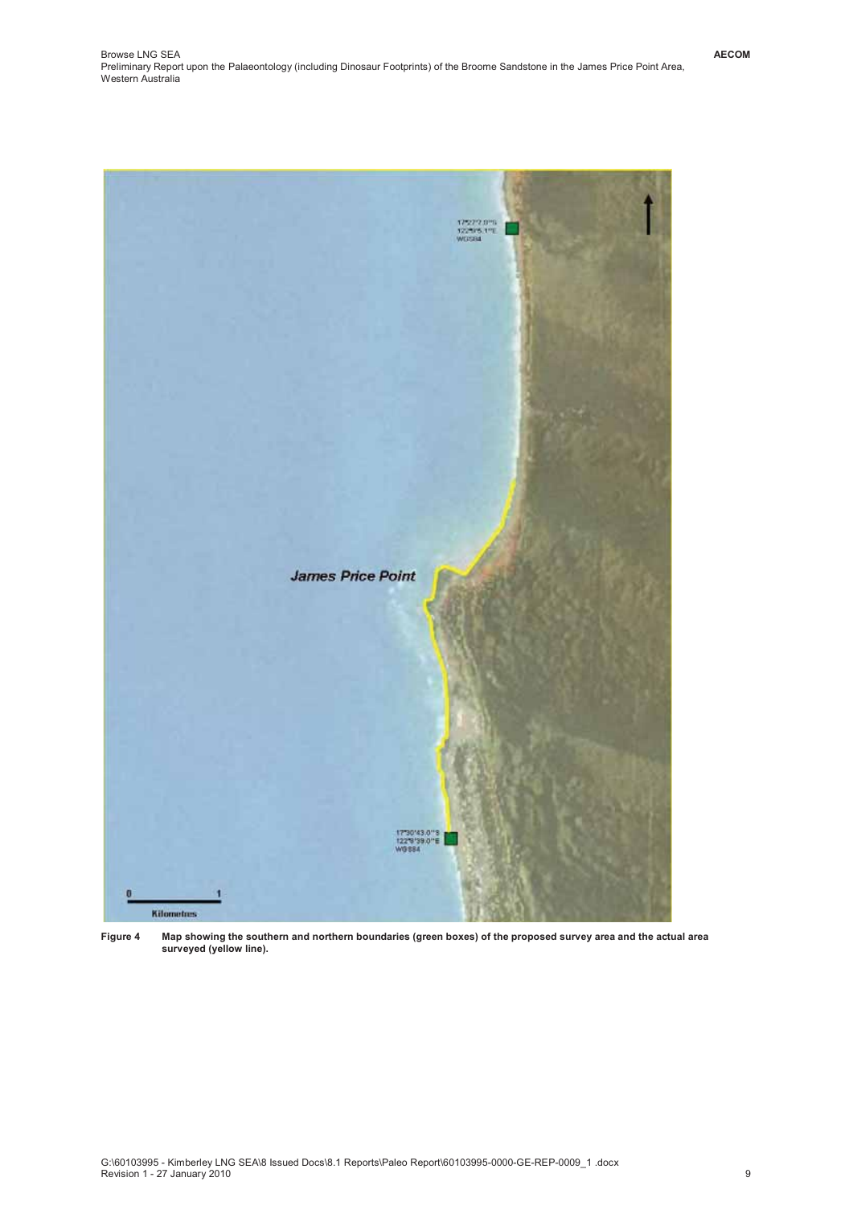Figure 4 Map showing the southern and northern boundaries (green boxes) of the proposed survey area and the actual area surveyed (yellow line).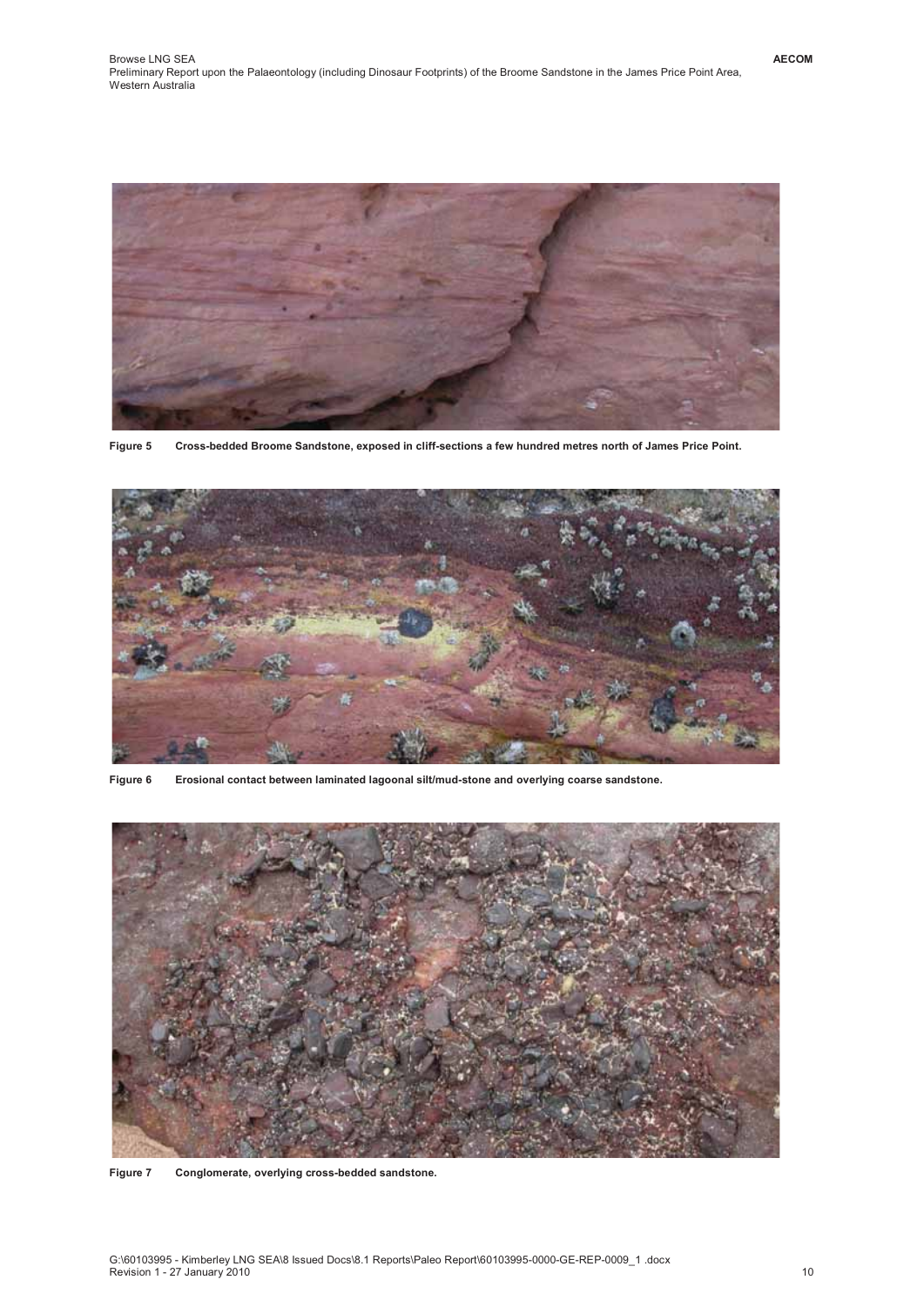Figure 5 Cross-bedded Broome Sandstone, exposed in cliff-sections a few hundred metres north of James Price Point.

Figure 6 Erosional contact between laminated lagoonal silt/mud-stone and overlying coarse sandstone.

Figure 7 Conglomerate, overlying cross-bedded sandstone.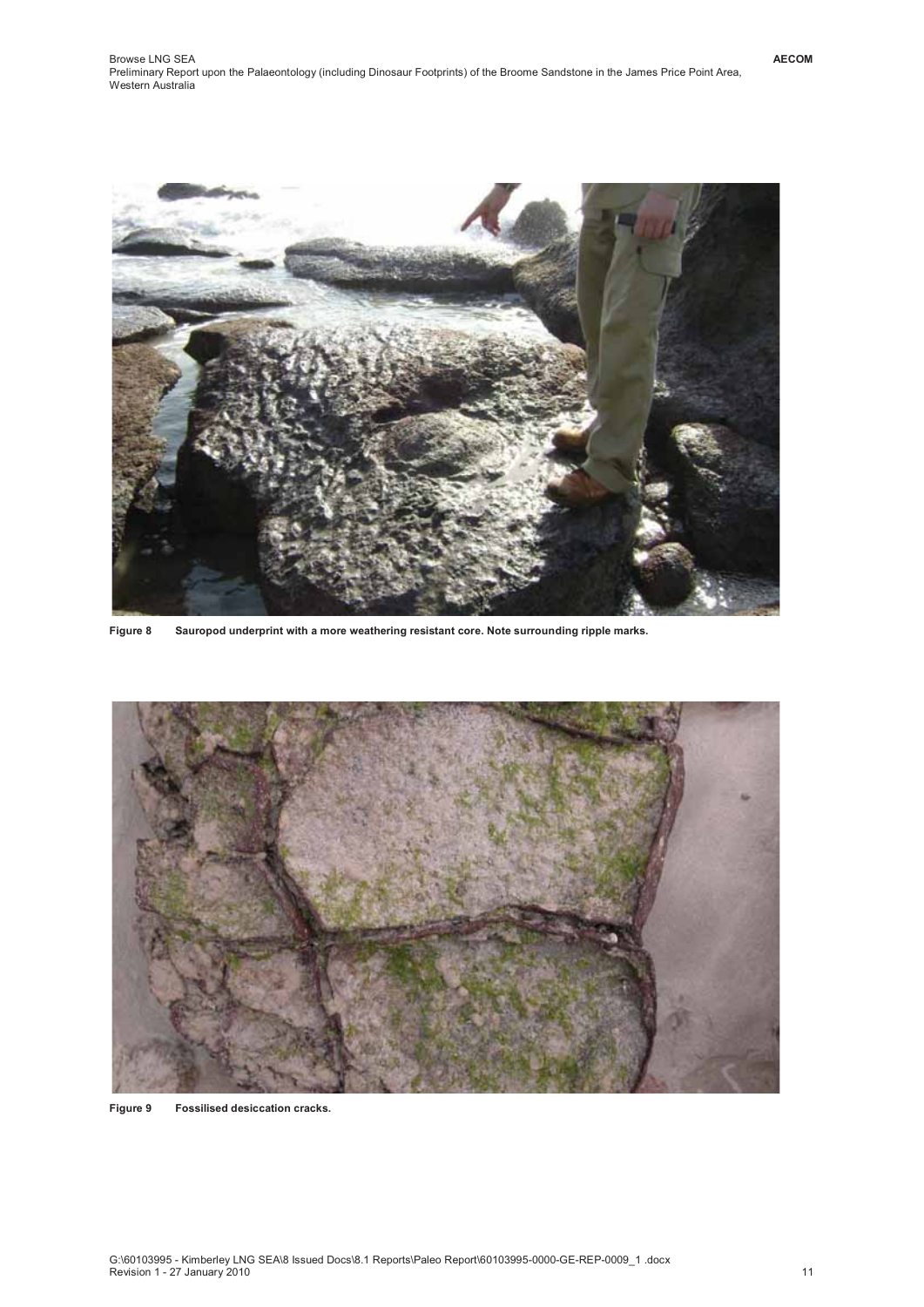**Figure 8** Sauropod underprint with a more weathering resistant core. Note surrounding ripple marks.

**Figure 9** Fossilised desiccation cracks.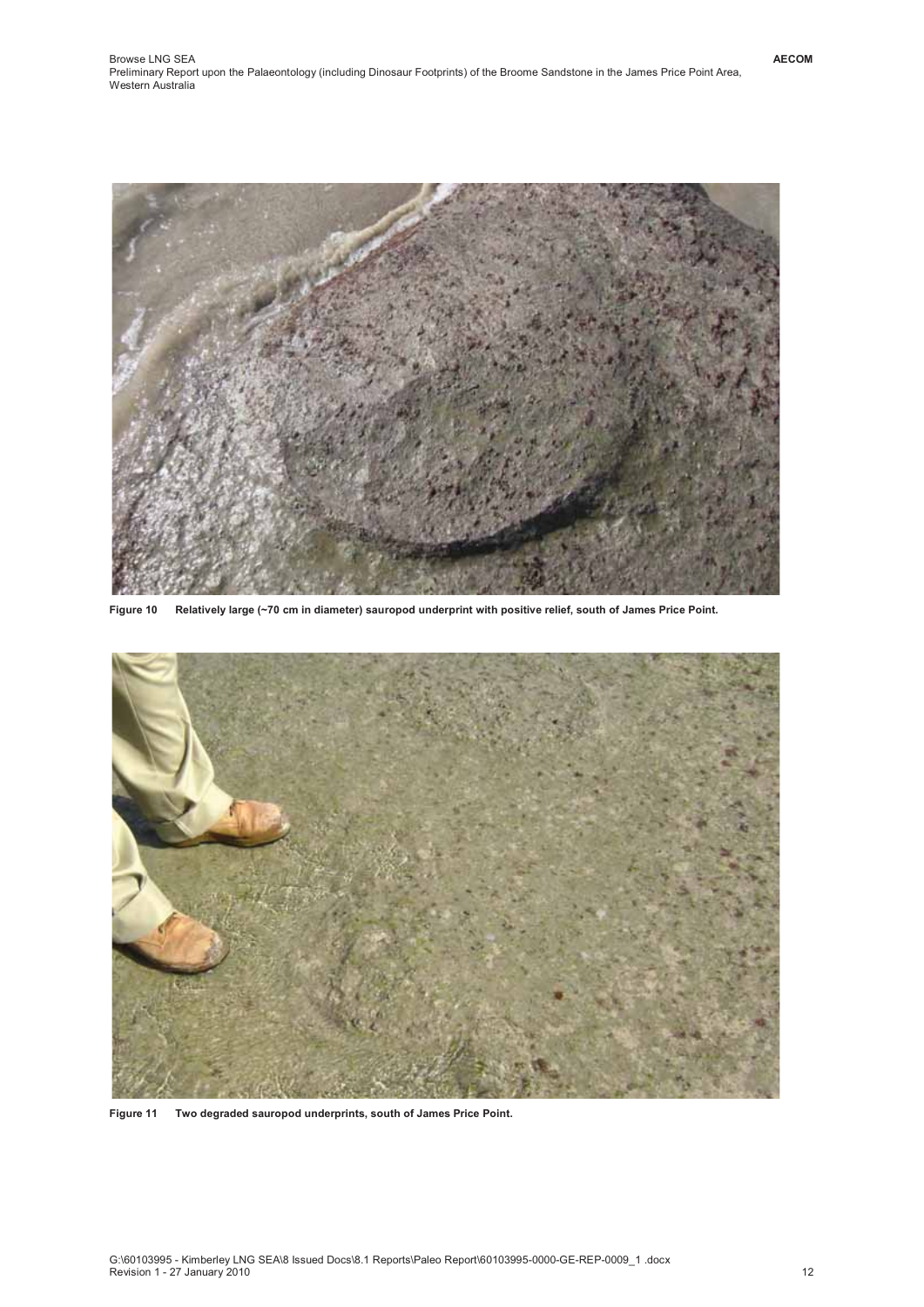Figure 10 Relatively large (~70 cm in diameter) sauropod underprint with positive relief, south of James Price Point.

Figure 11 Two degraded sauropod underprints, south of James Price Point.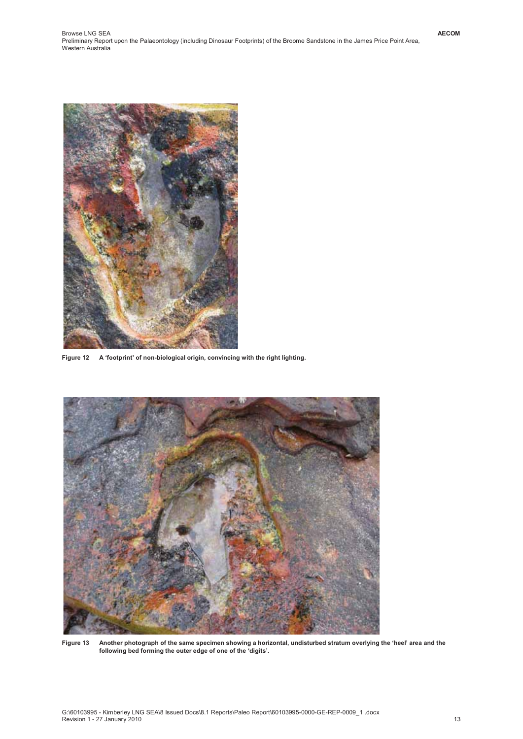Figure 12 A 'footprint' of non-biological origin, convincing with the right lighting.

Figure 13 Another photograph of the same specimen showing a horizontal, undisturbed stratum overlying the 'heel' area and the following bed forming the outer edge of one of the 'digits'.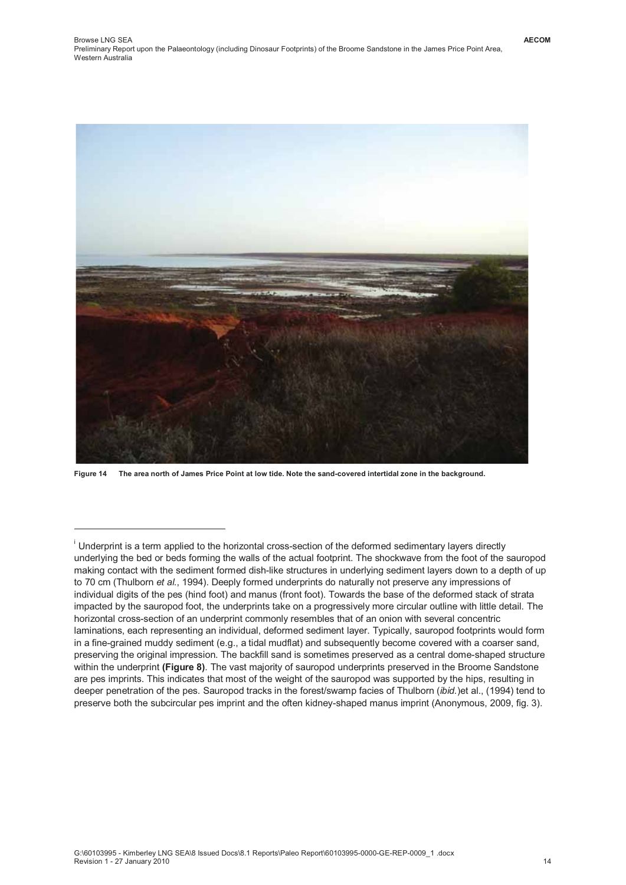Figure 14 The area north of James Price Point at low tide. Note the sand-covered intertidal zone in the background.

---

[i] Underprint is a term applied to the horizontal cross-section of the deformed sedimentary layers directly underlying the bed or beds forming the walls of the actual footprint. The shockwave from the foot of the sauropod making contact with the sediment formed dish-like structures in underlying sediment layers down to a depth of up to 70 cm (Thulborn *et al.*, 1994). Deeply formed underprints do naturally not preserve any impressions of individual digits of the pes (hind foot) and manus (front foot). Towards the base of the deformed stack of strata impacted by the sauropod foot, the underprints take on a progressively more circular outline with little detail. The horizontal cross-section of an underprint commonly resembles that of an onion with several concentric laminations, each representing an individual, deformed sediment layer. Typically, sauropod footprints would form in a fine-grained muddy sediment (e.g., a tidal mudflat) and subsequently become covered with a coarser sand, preserving the original impression. The backfill sand is sometimes preserved as a central dome-shaped structure within the underprint **(Figure 8)**. The vast majority of sauropod underprints preserved in the Broome Sandstone are pes imprints. This indicates that most of the weight of the sauropod was supported by the hips, resulting in deeper penetration of the pes. Sauropod tracks in the forest/swamp facies of Thulborn (*ibid.*)et al., (1994) tend to preserve both the subcircular pes imprint and the often kidney-shaped manus imprint (Anonymous, 2009, fig. 3).